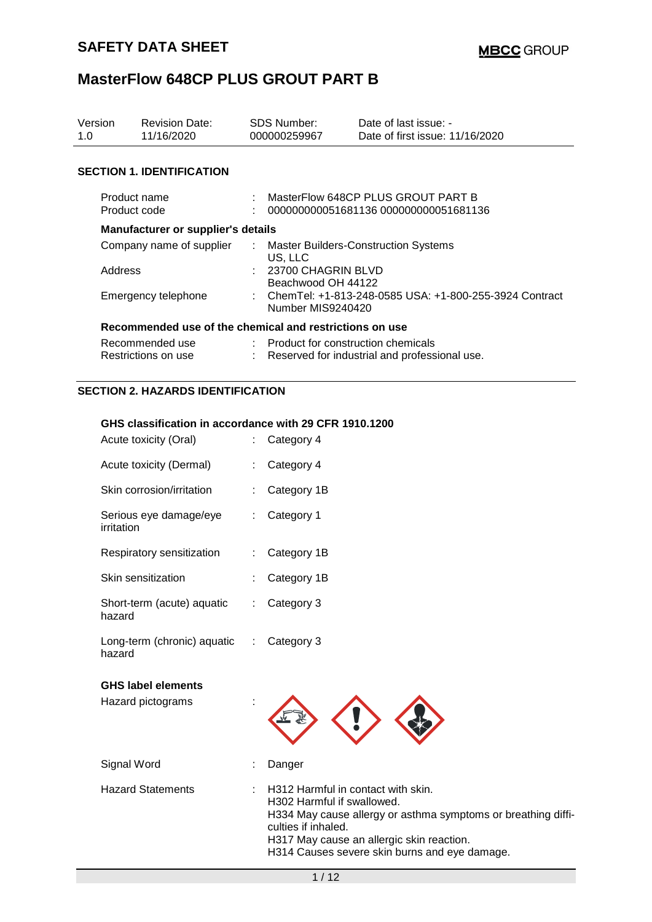# SAFETY DATA SHEET

**MBCC GROUP**

# MasterFlow 648CP PLUS GROUT PART B

| Version | Revision Date: | SDS Number: | Date of last issue: - |
|---|---|---|---|
| 1.0 | 11/16/2020 | 000000259967 | Date of first issue: 11/16/2020 |

## SECTION 1. IDENTIFICATION

| | | |
|---|---|---|
| Product name | : | MasterFlow 648CP PLUS GROUT PART B |
| Product code | : | 000000000051681136 000000000051681136 |

### Manufacturer or supplier's details

| | | |
|---|---|---|
| Company name of supplier | : | Master Builders-Construction Systems US, LLC |
| Address | : | 23700 CHAGRIN BLVD Beachwood OH 44122 |
| Emergency telephone | : | ChemTel: +1-813-248-0585 USA: +1-800-255-3924 Contract Number MIS9240420 |

### Recommended use of the chemical and restrictions on use

| | | |
|---|---|---|
| Recommended use | : | Product for construction chemicals |
| Restrictions on use | : | Reserved for industrial and professional use. |

## SECTION 2. HAZARDS IDENTIFICATION

### GHS classification in accordance with 29 CFR 1910.1200

| | | |
|---|---|---|
| Acute toxicity (Oral) | : | Category 4 |
| Acute toxicity (Dermal) | : | Category 4 |
| Skin corrosion/irritation | : | Category 1B |
| Serious eye damage/eye irritation | : | Category 1 |
| Respiratory sensitization | : | Category 1B |
| Skin sensitization | : | Category 1B |
| Short-term (acute) aquatic hazard | : | Category 3 |
| Long-term (chronic) aquatic hazard | : | Category 3 |

### GHS label elements

Hazard pictograms :

Signal Word : Danger

Hazard Statements :
H312 Harmful in contact with skin.
H302 Harmful if swallowed.
H334 May cause allergy or asthma symptoms or breathing difficulties if inhaled.
H317 May cause an allergic skin reaction.
H314 Causes severe skin burns and eye damage.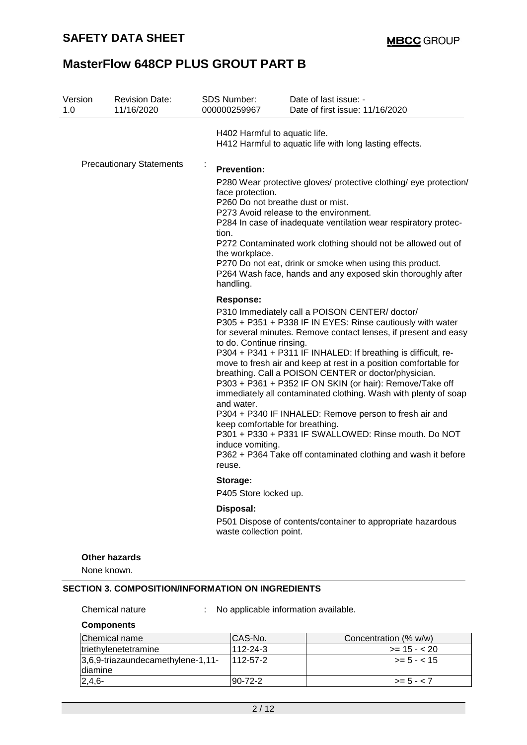| Version | Revision Date: | SDS Number: | Date of last issue: - |
|---|---|---|---|
| 1.0 | 11/16/2020 | 000000259967 | Date of first issue: 11/16/2020 |

H402 Harmful to aquatic life.
H412 Harmful to aquatic life with long lasting effects.

Precautionary Statements :

**Prevention:**

P280 Wear protective gloves/ protective clothing/ eye protection/ face protection.
P260 Do not breathe dust or mist.
P273 Avoid release to the environment.
P284 In case of inadequate ventilation wear respiratory protection.
P272 Contaminated work clothing should not be allowed out of the workplace.
P270 Do not eat, drink or smoke when using this product.
P264 Wash face, hands and any exposed skin thoroughly after handling.

**Response:**

P310 Immediately call a POISON CENTER/ doctor/
P305 + P351 + P338 IF IN EYES: Rinse cautiously with water for several minutes. Remove contact lenses, if present and easy to do. Continue rinsing.
P304 + P341 + P311 IF INHALED: If breathing is difficult, remove to fresh air and keep at rest in a position comfortable for breathing. Call a POISON CENTER or doctor/physician.
P303 + P361 + P352 IF ON SKIN (or hair): Remove/Take off immediately all contaminated clothing. Wash with plenty of soap and water.
P304 + P340 IF INHALED: Remove person to fresh air and keep comfortable for breathing.
P301 + P330 + P331 IF SWALLOWED: Rinse mouth. Do NOT induce vomiting.
P362 + P364 Take off contaminated clothing and wash it before reuse.

**Storage:**

P405 Store locked up.

**Disposal:**

P501 Dispose of contents/container to appropriate hazardous waste collection point.

**Other hazards**

None known.

## SECTION 3. COMPOSITION/INFORMATION ON INGREDIENTS

Chemical nature : No applicable information available.

**Components**

| Chemical name | CAS-No. | Concentration (% w/w) |
|---|---|---|
| triethylenetetramine | 112-24-3 | >= 15 - < 20 |
| 3,6,9-triazaundecamethylene-1,11-diamine | 112-57-2 | >= 5 - < 15 |
| 2,4,6- | 90-72-2 | >= 5 - < 7 |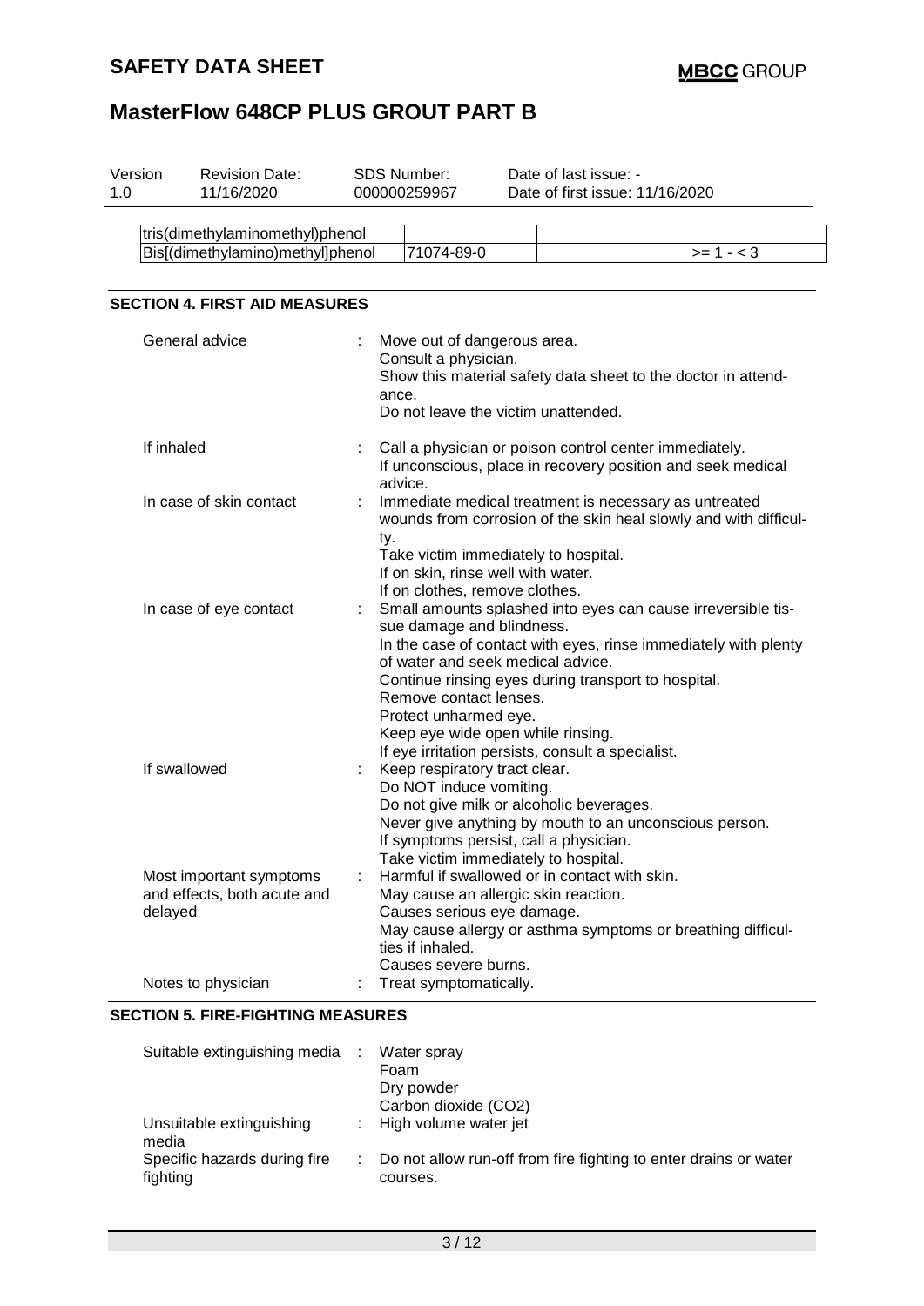| | | |
|---|---|---|
| tris(dimethylaminomethyl)phenol | | |
| Bis[(dimethylamino)methyl]phenol | 71074-89-0 | >= 1 - < 3 |

## SECTION 4. FIRST AID MEASURES

General advice : Move out of dangerous area.
Consult a physician.
Show this material safety data sheet to the doctor in attendance.
Do not leave the victim unattended.

If inhaled : Call a physician or poison control center immediately.
If unconscious, place in recovery position and seek medical advice.

In case of skin contact : Immediate medical treatment is necessary as untreated wounds from corrosion of the skin heal slowly and with difficulty.
Take victim immediately to hospital.
If on skin, rinse well with water.
If on clothes, remove clothes.

In case of eye contact : Small amounts splashed into eyes can cause irreversible tissue damage and blindness.
In the case of contact with eyes, rinse immediately with plenty of water and seek medical advice.
Continue rinsing eyes during transport to hospital.
Remove contact lenses.
Protect unharmed eye.
Keep eye wide open while rinsing.
If eye irritation persists, consult a specialist.

If swallowed : Keep respiratory tract clear.
Do NOT induce vomiting.
Do not give milk or alcoholic beverages.
Never give anything by mouth to an unconscious person.
If symptoms persist, call a physician.
Take victim immediately to hospital.

Most important symptoms and effects, both acute and delayed : Harmful if swallowed or in contact with skin.
May cause an allergic skin reaction.
Causes serious eye damage.
May cause allergy or asthma symptoms or breathing difficulties if inhaled.
Causes severe burns.

Notes to physician : Treat symptomatically.

## SECTION 5. FIRE-FIGHTING MEASURES

Suitable extinguishing media : Water spray
Foam
Dry powder
Carbon dioxide ($CO_2$)

Unsuitable extinguishing media : High volume water jet

Specific hazards during fire fighting : Do not allow run-off from fire fighting to enter drains or water courses.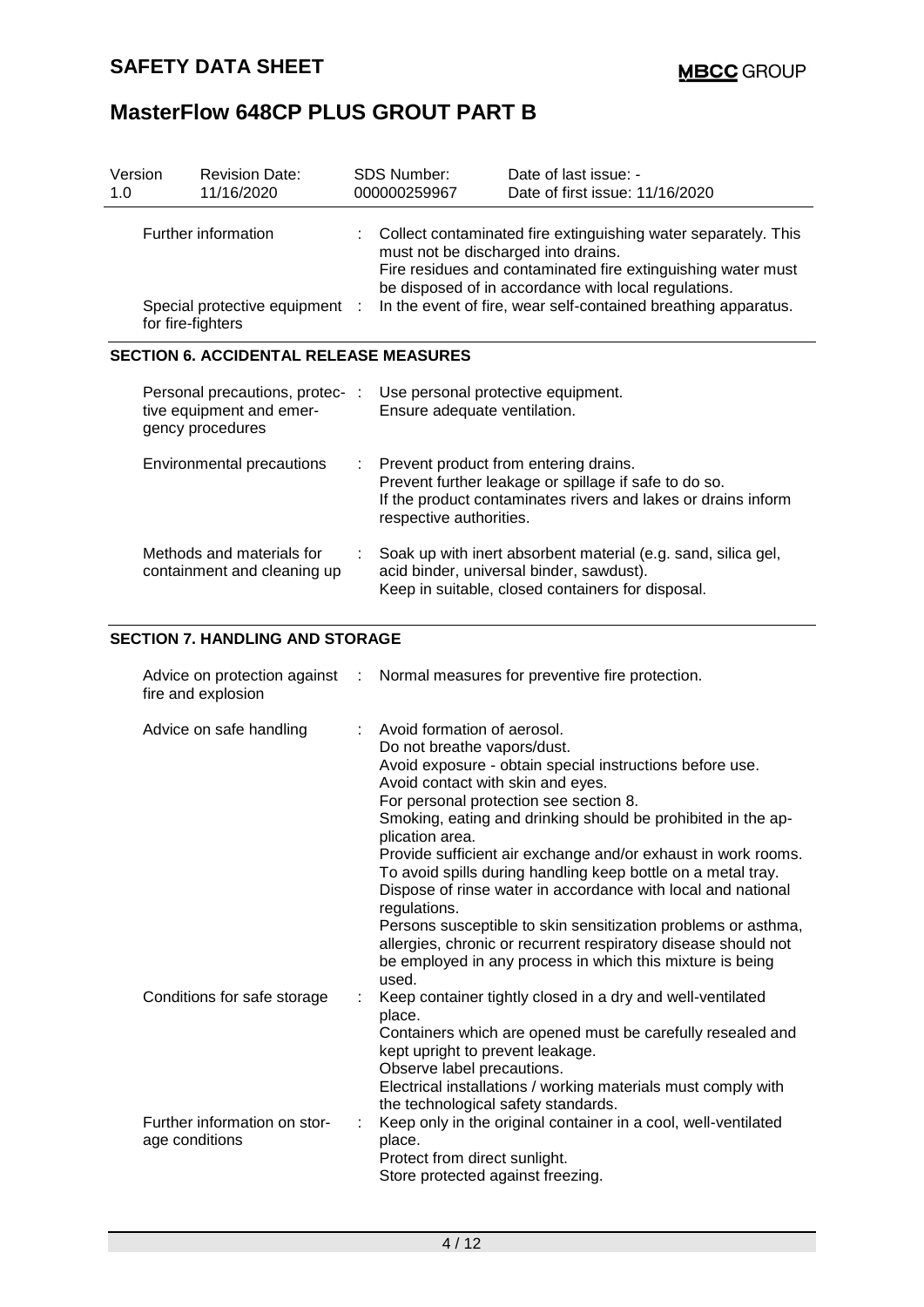| Version | Revision Date: | SDS Number: | Date of last issue: - |
|---|---|---|---|
| 1.0 | 11/16/2020 | 000000259967 | Date of first issue: 11/16/2020 |

| | | |
|---|---|---|
| Further information | : | Collect contaminated fire extinguishing water separately. This must not be discharged into drains. Fire residues and contaminated fire extinguishing water must be disposed of in accordance with local regulations. |
| Special protective equipment for fire-fighters | : | In the event of fire, wear self-contained breathing apparatus. |

## SECTION 6. ACCIDENTAL RELEASE MEASURES

| | | |
|---|---|---|
| Personal precautions, protective equipment and emergency procedures | : | Use personal protective equipment.<br>Ensure adequate ventilation. |
| Environmental precautions | : | Prevent product from entering drains.<br>Prevent further leakage or spillage if safe to do so.<br>If the product contaminates rivers and lakes or drains inform respective authorities. |
| Methods and materials for containment and cleaning up | : | Soak up with inert absorbent material (e.g. sand, silica gel, acid binder, universal binder, sawdust).<br>Keep in suitable, closed containers for disposal. |

## SECTION 7. HANDLING AND STORAGE

| | | |
|---|---|---|
| Advice on protection against fire and explosion | : | Normal measures for preventive fire protection. |
| Advice on safe handling | : | Avoid formation of aerosol.<br>Do not breathe vapors/dust.<br>Avoid exposure - obtain special instructions before use.<br>Avoid contact with skin and eyes.<br>For personal protection see section 8.<br>Smoking, eating and drinking should be prohibited in the application area.<br>Provide sufficient air exchange and/or exhaust in work rooms.<br>To avoid spills during handling keep bottle on a metal tray.<br>Dispose of rinse water in accordance with local and national regulations.<br>Persons susceptible to skin sensitization problems or asthma, allergies, chronic or recurrent respiratory disease should not be employed in any process in which this mixture is being used. |
| Conditions for safe storage | : | Keep container tightly closed in a dry and well-ventilated place.<br>Containers which are opened must be carefully resealed and kept upright to prevent leakage.<br>Observe label precautions.<br>Electrical installations / working materials must comply with the technological safety standards. |
| Further information on storage conditions | : | Keep only in the original container in a cool, well-ventilated place.<br>Protect from direct sunlight.<br>Store protected against freezing. |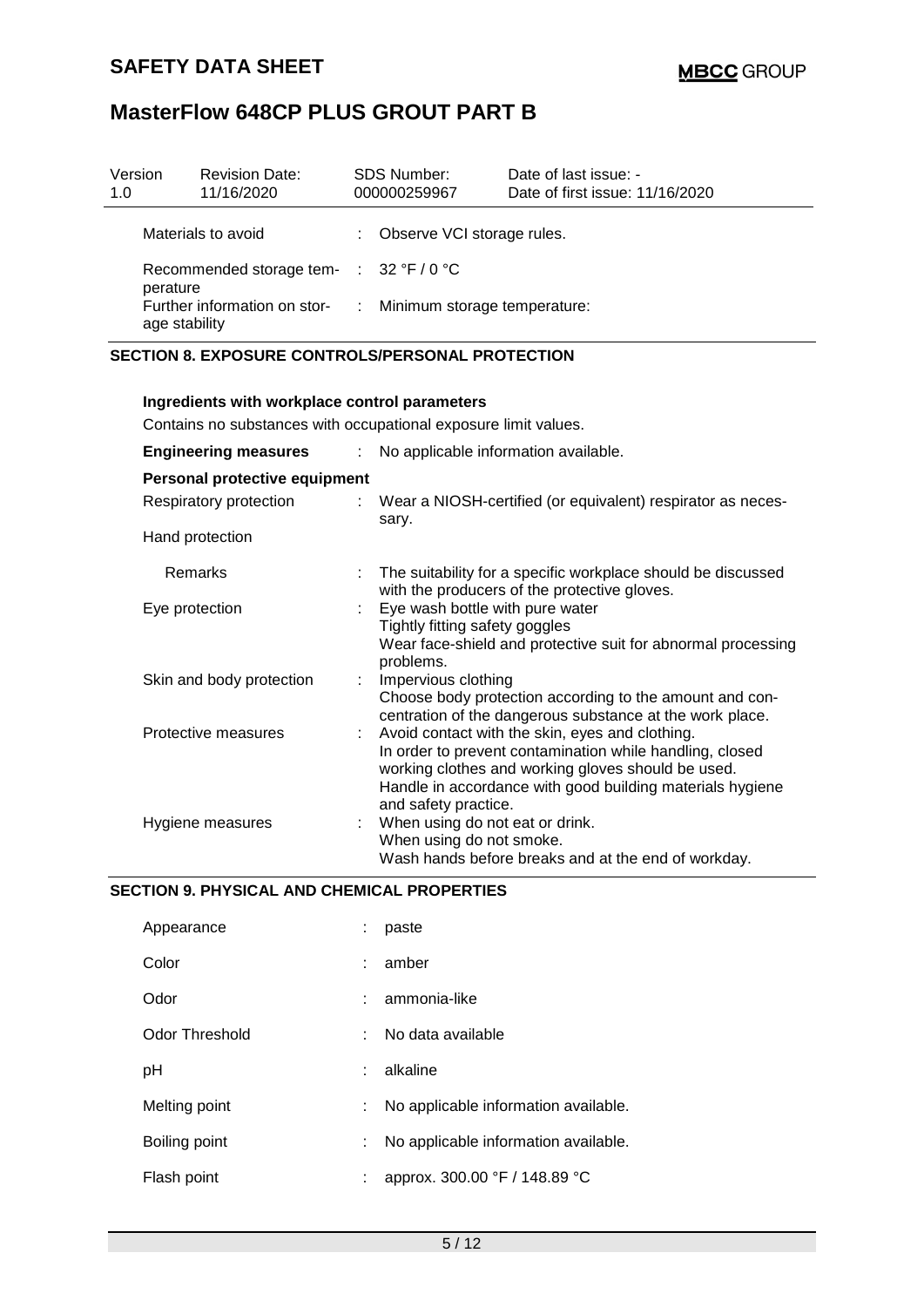| Version | Revision Date: | SDS Number: | Date of last issue: - |
|---|---|---|---|
| 1.0 | 11/16/2020 | 000000259967 | Date of first issue: 11/16/2020 |

| | | |
|---|---|---|
| Materials to avoid | : | Observe VCI storage rules. |
| Recommended storage temperature | : | 32 °F / 0 °C |
| Further information on storage stability | : | Minimum storage temperature: |

## SECTION 8. EXPOSURE CONTROLS/PERSONAL PROTECTION

**Ingredients with workplace control parameters**

Contains no substances with occupational exposure limit values.

| | | |
|---|---|---|
| **Engineering measures** | : | No applicable information available. |

**Personal protective equipment**

| | | |
|---|---|---|
| Respiratory protection | : | Wear a NIOSH-certified (or equivalent) respirator as necessary. |
| Hand protection | | |
| Remarks | : | The suitability for a specific workplace should be discussed with the producers of the protective gloves. |
| Eye protection | : | Eye wash bottle with pure water<br>Tightly fitting safety goggles<br>Wear face-shield and protective suit for abnormal processing problems. |
| Skin and body protection | : | Impervious clothing<br>Choose body protection according to the amount and concentration of the dangerous substance at the work place. |
| Protective measures | : | Avoid contact with the skin, eyes and clothing.<br>In order to prevent contamination while handling, closed working clothes and working gloves should be used.<br>Handle in accordance with good building materials hygiene and safety practice. |
| Hygiene measures | : | When using do not eat or drink.<br>When using do not smoke.<br>Wash hands before breaks and at the end of workday. |

## SECTION 9. PHYSICAL AND CHEMICAL PROPERTIES

| | | |
|---|---|---|
| Appearance | : | paste |
| Color | : | amber |
| Odor | : | ammonia-like |
| Odor Threshold | : | No data available |
| pH | : | alkaline |
| Melting point | : | No applicable information available. |
| Boiling point | : | No applicable information available. |
| Flash point | : | approx. 300.00 °F / 148.89 °C |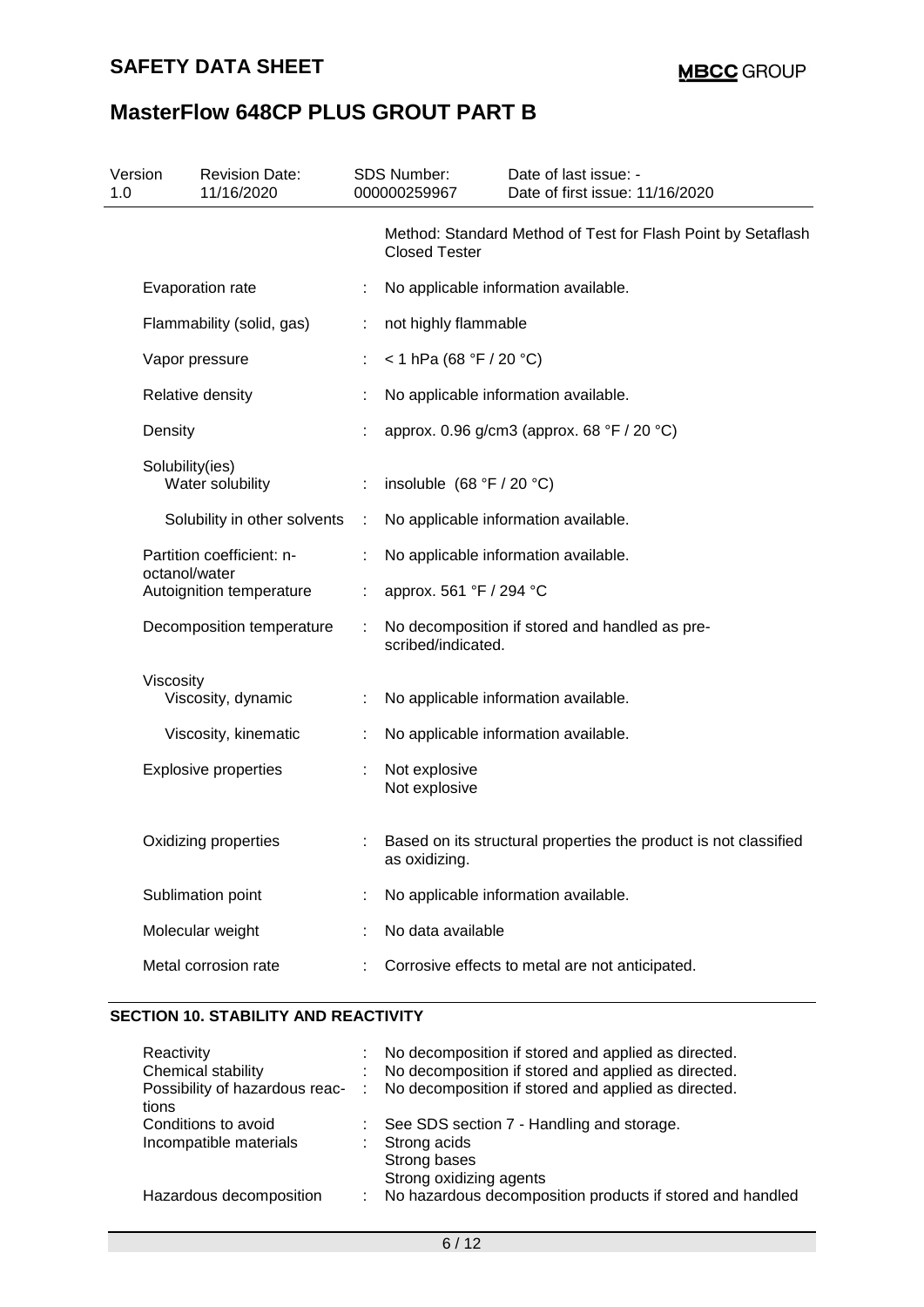| Version 1.0 | Revision Date: 11/16/2020 | SDS Number: 000000259967 | Date of last issue: - Date of first issue: 11/16/2020 |
|---|---|---|---|

| | | |
|---|---|---|
| | | Method: Standard Method of Test for Flash Point by Setaflash Closed Tester |
| Evaporation rate | : | No applicable information available. |
| Flammability (solid, gas) | : | not highly flammable |
| Vapor pressure | : | < 1 hPa (68 °F / 20 °C) |
| Relative density | : | No applicable information available. |
| Density | : | approx. 0.96 g/cm3 (approx. 68 °F / 20 °C) |
| Solubility(ies) | | |
| Water solubility | : | insoluble (68 °F / 20 °C) |
| Solubility in other solvents | : | No applicable information available. |
| Partition coefficient: n-octanol/water | : | No applicable information available. |
| Autoignition temperature | : | approx. 561 °F / 294 °C |
| Decomposition temperature | : | No decomposition if stored and handled as prescribed/indicated. |
| Viscosity | | |
| Viscosity, dynamic | : | No applicable information available. |
| Viscosity, kinematic | : | No applicable information available. |
| Explosive properties | : | Not explosive<br>Not explosive |
| Oxidizing properties | : | Based on its structural properties the product is not classified as oxidizing. |
| Sublimation point | : | No applicable information available. |
| Molecular weight | : | No data available |
| Metal corrosion rate | : | Corrosive effects to metal are not anticipated. |

## SECTION 10. STABILITY AND REACTIVITY

| | | |
|---|---|---|
| Reactivity | : | No decomposition if stored and applied as directed. |
| Chemical stability | : | No decomposition if stored and applied as directed. |
| Possibility of hazardous reactions | : | No decomposition if stored and applied as directed. |
| Conditions to avoid | : | See SDS section 7 - Handling and storage. |
| Incompatible materials | : | Strong acids<br>Strong bases<br>Strong oxidizing agents |
| Hazardous decomposition | : | No hazardous decomposition products if stored and handled |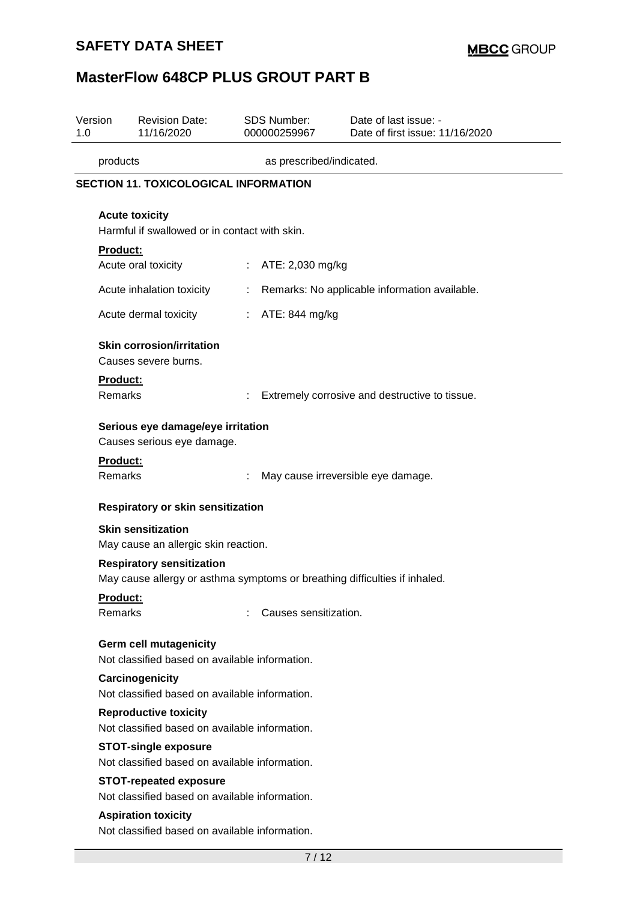| products | as prescribed/indicated. |
|---|---|

## SECTION 11. TOXICOLOGICAL INFORMATION

### Acute toxicity

Harmful if swallowed or in contact with skin.

**Product:**

| | | |
|---|---|---|
| Acute oral toxicity | : | ATE: 2,030 mg/kg |
| Acute inhalation toxicity | : | Remarks: No applicable information available. |
| Acute dermal toxicity | : | ATE: 844 mg/kg |

### Skin corrosion/irritation

Causes severe burns.

**Product:**

Remarks : Extremely corrosive and destructive to tissue.

### Serious eye damage/eye irritation

Causes serious eye damage.

**Product:**

Remarks : May cause irreversible eye damage.

### Respiratory or skin sensitization

**Skin sensitization**

May cause an allergic skin reaction.

**Respiratory sensitization**

May cause allergy or asthma symptoms or breathing difficulties if inhaled.

**Product:**

Remarks : Causes sensitization.

### Germ cell mutagenicity

Not classified based on available information.

### Carcinogenicity

Not classified based on available information.

### Reproductive toxicity

Not classified based on available information.

### STOT-single exposure

Not classified based on available information.

### STOT-repeated exposure

Not classified based on available information.

### Aspiration toxicity

Not classified based on available information.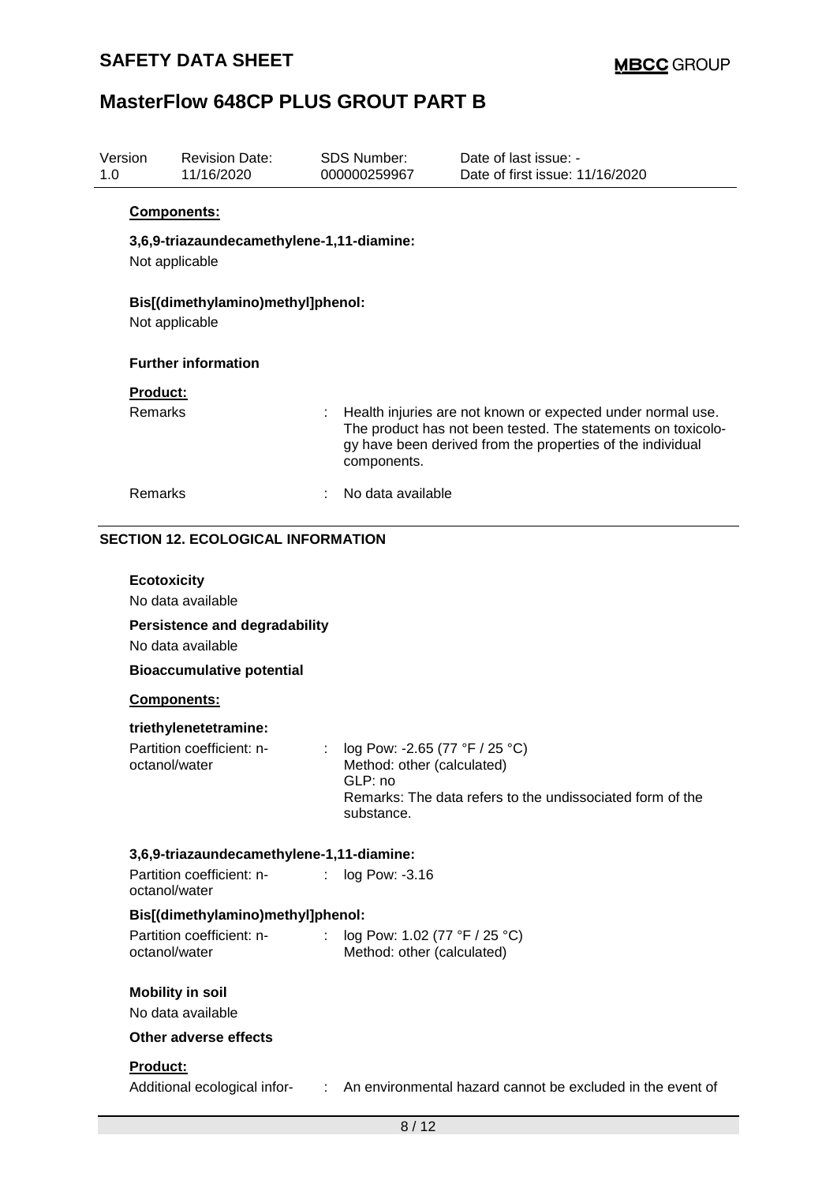**Components:**

**3,6,9-triazaundecamethylene-1,11-diamine:**

Not applicable

**Bis[(dimethylamino)methyl]phenol:**

Not applicable

**Further information**

**Product:**

| | | |
|---|---|---|
| Remarks | : | Health injuries are not known or expected under normal use. The product has not been tested. The statements on toxicology have been derived from the properties of the individual components. |
| Remarks | : | No data available |

## SECTION 12. ECOLOGICAL INFORMATION

**Ecotoxicity**

No data available

**Persistence and degradability**

No data available

**Bioaccumulative potential**

**Components:**

**triethylenetetramine:**

| | | |
|---|---|---|
| Partition coefficient: n-octanol/water | : | log Pow: -2.65 (77 °F / 25 °C)<br>Method: other (calculated)<br>GLP: no<br>Remarks: The data refers to the undissociated form of the substance. |

**3,6,9-triazaundecamethylene-1,11-diamine:**

| | | |
|---|---|---|
| Partition coefficient: n-octanol/water | : | log Pow: -3.16 |

**Bis[(dimethylamino)methyl]phenol:**

| | | |
|---|---|---|
| Partition coefficient: n-octanol/water | : | log Pow: 1.02 (77 °F / 25 °C)<br>Method: other (calculated) |

**Mobility in soil**

No data available

**Other adverse effects**

**Product:**

| | | |
|---|---|---|
| Additional ecological infor- | : | An environmental hazard cannot be excluded in the event of |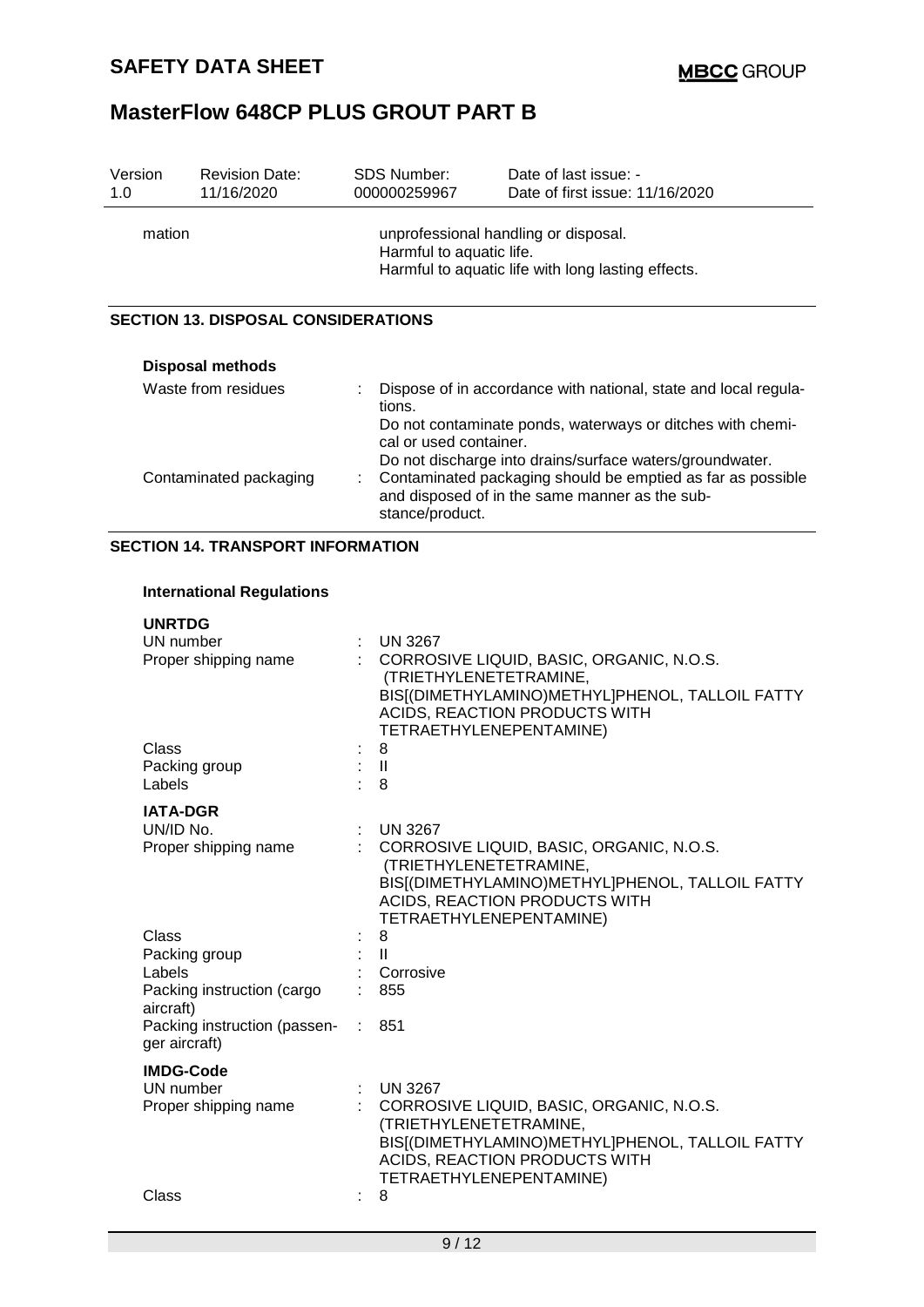| | | |
|---|---|---|
| mation | | unprofessional handling or disposal.<br>Harmful to aquatic life.<br>Harmful to aquatic life with long lasting effects. |

## SECTION 13. DISPOSAL CONSIDERATIONS

**Disposal methods**

| | | |
|---|---|---|
| Waste from residues | : | Dispose of in accordance with national, state and local regulations.<br>Do not contaminate ponds, waterways or ditches with chemical or used container.<br>Do not discharge into drains/surface waters/groundwater. |
| Contaminated packaging | : | Contaminated packaging should be emptied as far as possible and disposed of in the same manner as the substance/product. |

## SECTION 14. TRANSPORT INFORMATION

**International Regulations**

**UNRTDG**

| | | |
|---|---|---|
| UN number | : | UN 3267 |
| Proper shipping name | : | CORROSIVE LIQUID, BASIC, ORGANIC, N.O.S. (TRIETHYLENETETRAMINE, BIS[(DIMETHYLAMINO)METHYL]PHENOL, TALLOIL FATTY ACIDS, REACTION PRODUCTS WITH TETRAETHYLENEPENTAMINE) |
| Class | : | 8 |
| Packing group | : | II |
| Labels | : | 8 |

**IATA-DGR**

| | | |
|---|---|---|
| UN/ID No. | : | UN 3267 |
| Proper shipping name | : | CORROSIVE LIQUID, BASIC, ORGANIC, N.O.S. (TRIETHYLENETETRAMINE, BIS[(DIMETHYLAMINO)METHYL]PHENOL, TALLOIL FATTY ACIDS, REACTION PRODUCTS WITH TETRAETHYLENEPENTAMINE) |
| Class | : | 8 |
| Packing group | : | II |
| Labels | : | Corrosive |
| Packing instruction (cargo aircraft) | : | 855 |
| Packing instruction (passenger aircraft) | : | 851 |

**IMDG-Code**

| | | |
|---|---|---|
| UN number | : | UN 3267 |
| Proper shipping name | : | CORROSIVE LIQUID, BASIC, ORGANIC, N.O.S. (TRIETHYLENETETRAMINE, BIS[(DIMETHYLAMINO)METHYL]PHENOL, TALLOIL FATTY ACIDS, REACTION PRODUCTS WITH TETRAETHYLENEPENTAMINE) |
| Class | : | 8 |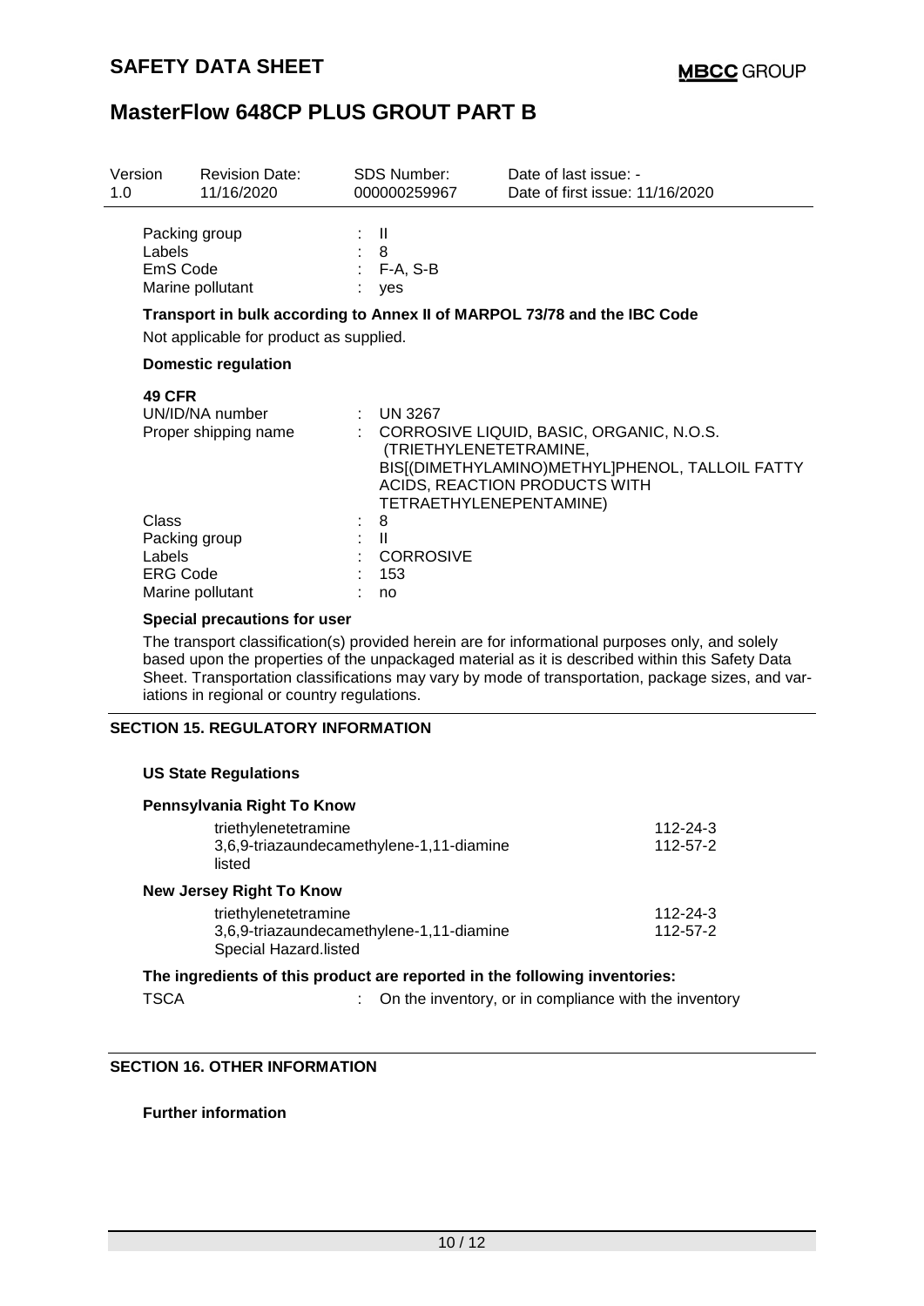| Packing group | : | II |
|---|---|---|
| Labels | : | 8 |
| EmS Code | : | F-A, S-B |
| Marine pollutant | : | yes |

**Transport in bulk according to Annex II of MARPOL 73/78 and the IBC Code**

Not applicable for product as supplied.

**Domestic regulation**

**49 CFR**

| UN/ID/NA number | : | UN 3267 |
|---|---|---|
| Proper shipping name | : | CORROSIVE LIQUID, BASIC, ORGANIC, N.O.S. (TRIETHYLENETETRAMINE, BIS[(DIMETHYLAMINO)METHYL]PHENOL, TALLOIL FATTY ACIDS, REACTION PRODUCTS WITH TETRAETHYLENEPENTAMINE) |
| Class | : | 8 |
| Packing group | : | II |
| Labels | : | CORROSIVE |
| ERG Code | : | 153 |
| Marine pollutant | : | no |

**Special precautions for user**

The transport classification(s) provided herein are for informational purposes only, and solely based upon the properties of the unpackaged material as it is described within this Safety Data Sheet. Transportation classifications may vary by mode of transportation, package sizes, and variations in regional or country regulations.

## SECTION 15. REGULATORY INFORMATION

**US State Regulations**

**Pennsylvania Right To Know**

| | |
|---|---|
| triethylenetetramine | 112-24-3 |
| 3,6,9-triazaundecamethylene-1,11-diamine | 112-57-2 |
| listed | |

**New Jersey Right To Know**

| | |
|---|---|
| triethylenetetramine | 112-24-3 |
| 3,6,9-triazaundecamethylene-1,11-diamine | 112-57-2 |
| Special Hazard.listed | |

**The ingredients of this product are reported in the following inventories:**

TSCA : On the inventory, or in compliance with the inventory

## SECTION 16. OTHER INFORMATION

**Further information**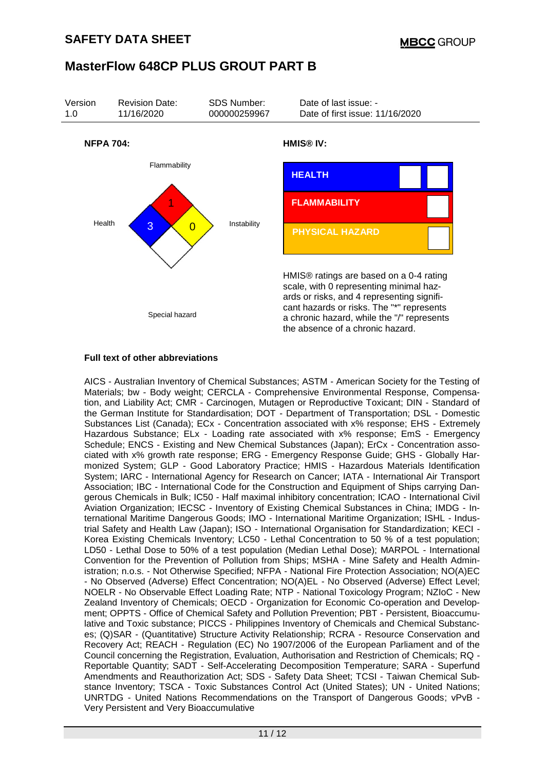# MasterFlow 648CP PLUS GROUT PART B

| Version | Revision Date: | SDS Number: | Date of last issue: - |
|---|---|---|---|
| 1.0 | 11/16/2020 | 000000259967 | Date of first issue: 11/16/2020 |

**NFPA 704:**

Flammability: 1
Health: 3
Instability: 0
Special hazard

**HMIS® IV:**

| HEALTH | | |
|---|---|---|
| FLAMMABILITY | | |
| PHYSICAL HAZARD | | |

HMIS® ratings are based on a 0-4 rating scale, with 0 representing minimal hazards or risks, and 4 representing significant hazards or risks. The "*" represents a chronic hazard, while the "/" represents the absence of a chronic hazard.

**Full text of other abbreviations**

AICS - Australian Inventory of Chemical Substances; ASTM - American Society for the Testing of Materials; bw - Body weight; CERCLA - Comprehensive Environmental Response, Compensation, and Liability Act; CMR - Carcinogen, Mutagen or Reproductive Toxicant; DIN - Standard of the German Institute for Standardisation; DOT - Department of Transportation; DSL - Domestic Substances List (Canada); ECx - Concentration associated with x% response; EHS - Extremely Hazardous Substance; ELx - Loading rate associated with x% response; EmS - Emergency Schedule; ENCS - Existing and New Chemical Substances (Japan); ErCx - Concentration associated with x% growth rate response; ERG - Emergency Response Guide; GHS - Globally Harmonized System; GLP - Good Laboratory Practice; HMIS - Hazardous Materials Identification System; IARC - International Agency for Research on Cancer; IATA - International Air Transport Association; IBC - International Code for the Construction and Equipment of Ships carrying Dangerous Chemicals in Bulk; IC50 - Half maximal inhibitory concentration; ICAO - International Civil Aviation Organization; IECSC - Inventory of Existing Chemical Substances in China; IMDG - International Maritime Dangerous Goods; IMO - International Maritime Organization; ISHL - Industrial Safety and Health Law (Japan); ISO - International Organisation for Standardization; KECI - Korea Existing Chemicals Inventory; LC50 - Lethal Concentration to 50 % of a test population; LD50 - Lethal Dose to 50% of a test population (Median Lethal Dose); MARPOL - International Convention for the Prevention of Pollution from Ships; MSHA - Mine Safety and Health Administration; n.o.s. - Not Otherwise Specified; NFPA - National Fire Protection Association; NO(A)EC - No Observed (Adverse) Effect Concentration; NO(A)EL - No Observed (Adverse) Effect Level; NOELR - No Observable Effect Loading Rate; NTP - National Toxicology Program; NZIoC - New Zealand Inventory of Chemicals; OECD - Organization for Economic Co-operation and Development; OPPTS - Office of Chemical Safety and Pollution Prevention; PBT - Persistent, Bioaccumulative and Toxic substance; PICCS - Philippines Inventory of Chemicals and Chemical Substances; (Q)SAR - (Quantitative) Structure Activity Relationship; RCRA - Resource Conservation and Recovery Act; REACH - Regulation (EC) No 1907/2006 of the European Parliament and of the Council concerning the Registration, Evaluation, Authorisation and Restriction of Chemicals; RQ - Reportable Quantity; SADT - Self-Accelerating Decomposition Temperature; SARA - Superfund Amendments and Reauthorization Act; SDS - Safety Data Sheet; TCSI - Taiwan Chemical Substance Inventory; TSCA - Toxic Substances Control Act (United States); UN - United Nations; UNRTDG - United Nations Recommendations on the Transport of Dangerous Goods; vPvB - Very Persistent and Very Bioaccumulative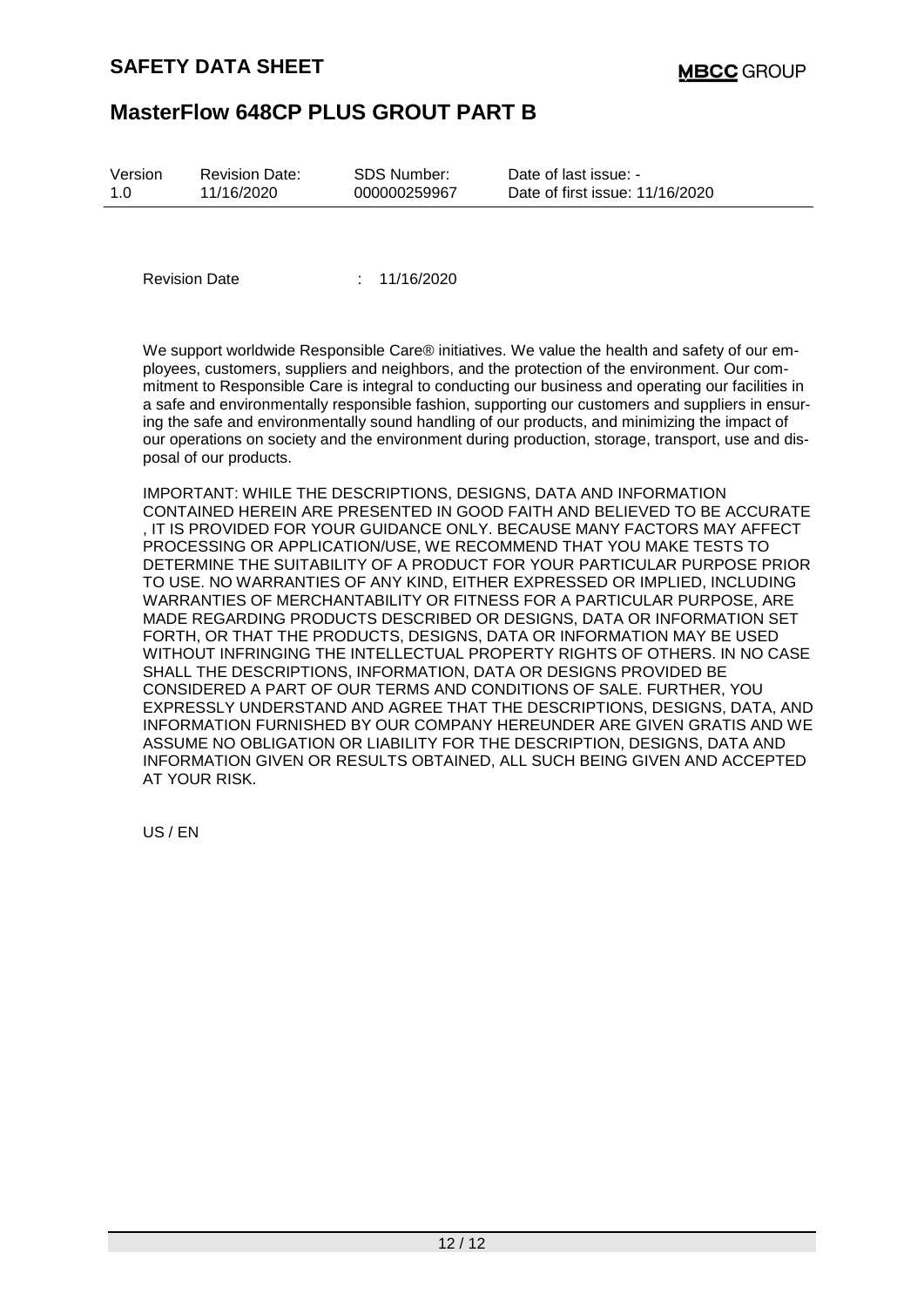Revision Date : 11/16/2020

We support worldwide Responsible Care® initiatives. We value the health and safety of our employees, customers, suppliers and neighbors, and the protection of the environment. Our commitment to Responsible Care is integral to conducting our business and operating our facilities in a safe and environmentally responsible fashion, supporting our customers and suppliers in ensuring the safe and environmentally sound handling of our products, and minimizing the impact of our operations on society and the environment during production, storage, transport, use and disposal of our products.

IMPORTANT: WHILE THE DESCRIPTIONS, DESIGNS, DATA AND INFORMATION CONTAINED HEREIN ARE PRESENTED IN GOOD FAITH AND BELIEVED TO BE ACCURATE , IT IS PROVIDED FOR YOUR GUIDANCE ONLY. BECAUSE MANY FACTORS MAY AFFECT PROCESSING OR APPLICATION/USE, WE RECOMMEND THAT YOU MAKE TESTS TO DETERMINE THE SUITABILITY OF A PRODUCT FOR YOUR PARTICULAR PURPOSE PRIOR TO USE. NO WARRANTIES OF ANY KIND, EITHER EXPRESSED OR IMPLIED, INCLUDING WARRANTIES OF MERCHANTABILITY OR FITNESS FOR A PARTICULAR PURPOSE, ARE MADE REGARDING PRODUCTS DESCRIBED OR DESIGNS, DATA OR INFORMATION SET FORTH, OR THAT THE PRODUCTS, DESIGNS, DATA OR INFORMATION MAY BE USED WITHOUT INFRINGING THE INTELLECTUAL PROPERTY RIGHTS OF OTHERS. IN NO CASE SHALL THE DESCRIPTIONS, INFORMATION, DATA OR DESIGNS PROVIDED BE CONSIDERED A PART OF OUR TERMS AND CONDITIONS OF SALE. FURTHER, YOU EXPRESSLY UNDERSTAND AND AGREE THAT THE DESCRIPTIONS, DESIGNS, DATA, AND INFORMATION FURNISHED BY OUR COMPANY HEREUNDER ARE GIVEN GRATIS AND WE ASSUME NO OBLIGATION OR LIABILITY FOR THE DESCRIPTION, DESIGNS, DATA AND INFORMATION GIVEN OR RESULTS OBTAINED, ALL SUCH BEING GIVEN AND ACCEPTED AT YOUR RISK.

US / EN